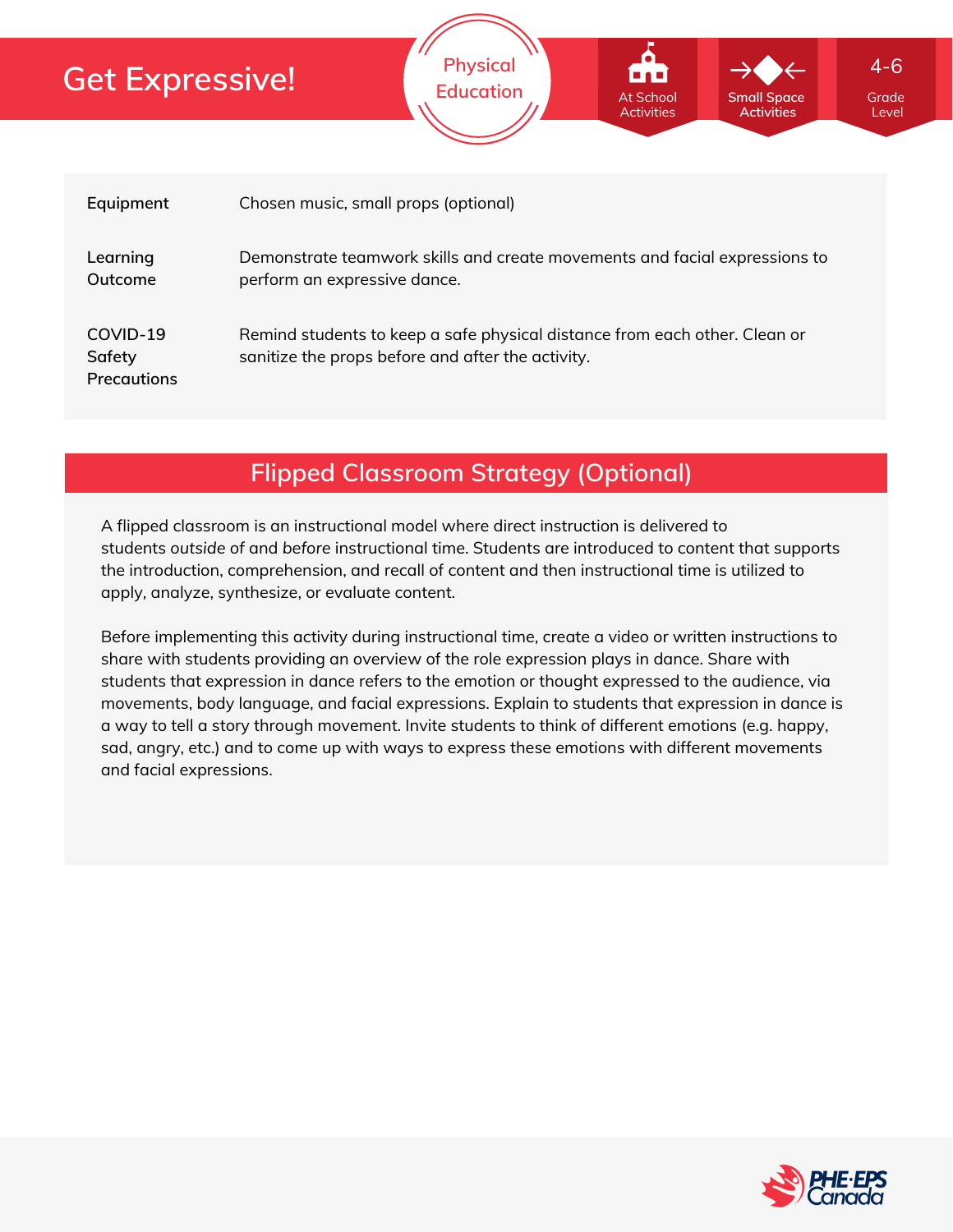# Get Expressive!

Physical Education

At School Activities | Small Space Activities | 4-6 Grade Level

| | |
|---|---|
| **Equipment** | Chosen music, small props (optional) |
| **Learning Outcome** | Demonstrate teamwork skills and create movements and facial expressions to perform an expressive dance. |
| **COVID-19 Safety Precautions** | Remind students to keep a safe physical distance from each other. Clean or sanitize the props before and after the activity. |

## Flipped Classroom Strategy (Optional)

A flipped classroom is an instructional model where direct instruction is delivered to students *outside* of and *before* instructional time. Students are introduced to content that supports the introduction, comprehension, and recall of content and then instructional time is utilized to apply, analyze, synthesize, or evaluate content.

Before implementing this activity during instructional time, create a video or written instructions to share with students providing an overview of the role expression plays in dance. Share with students that expression in dance refers to the emotion or thought expressed to the audience, via movements, body language, and facial expressions. Explain to students that expression in dance is a way to tell a story through movement. Invite students to think of different emotions (e.g. happy, sad, angry, etc.) and to come up with ways to express these emotions with different movements and facial expressions.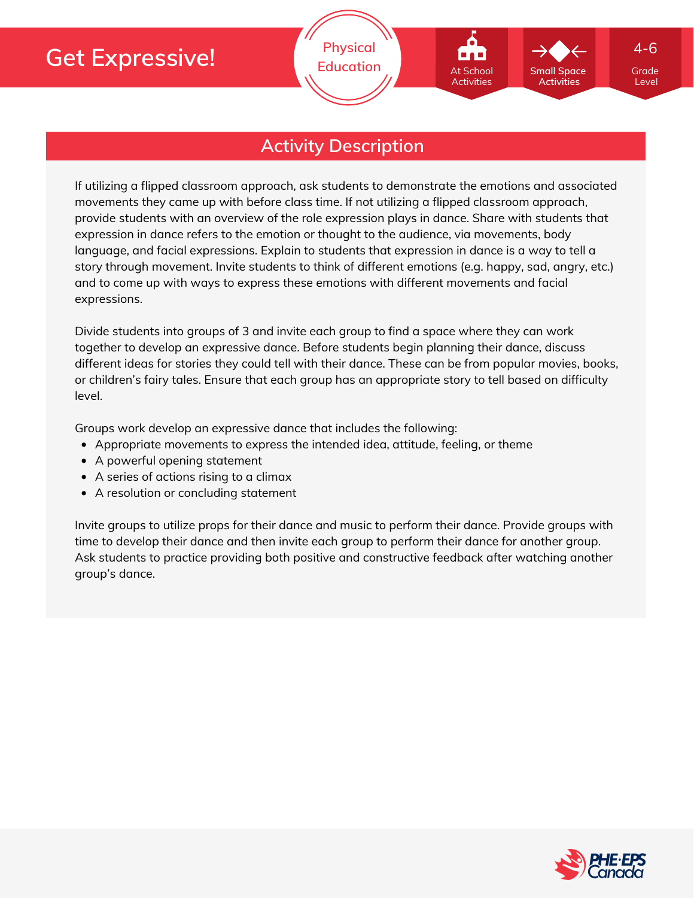# Get Expressive!

Physical Education

At School Activities | Small Space Activities | 4-6 Grade Level

## Activity Description

If utilizing a flipped classroom approach, ask students to demonstrate the emotions and associated movements they came up with before class time. If not utilizing a flipped classroom approach, provide students with an overview of the role expression plays in dance. Share with students that expression in dance refers to the emotion or thought to the audience, via movements, body language, and facial expressions. Explain to students that expression in dance is a way to tell a story through movement. Invite students to think of different emotions (e.g. happy, sad, angry, etc.) and to come up with ways to express these emotions with different movements and facial expressions.

Divide students into groups of 3 and invite each group to find a space where they can work together to develop an expressive dance. Before students begin planning their dance, discuss different ideas for stories they could tell with their dance. These can be from popular movies, books, or children's fairy tales. Ensure that each group has an appropriate story to tell based on difficulty level.

Groups work develop an expressive dance that includes the following:

- Appropriate movements to express the intended idea, attitude, feeling, or theme
- A powerful opening statement
- A series of actions rising to a climax
- A resolution or concluding statement

Invite groups to utilize props for their dance and music to perform their dance. Provide groups with time to develop their dance and then invite each group to perform their dance for another group. Ask students to practice providing both positive and constructive feedback after watching another group's dance.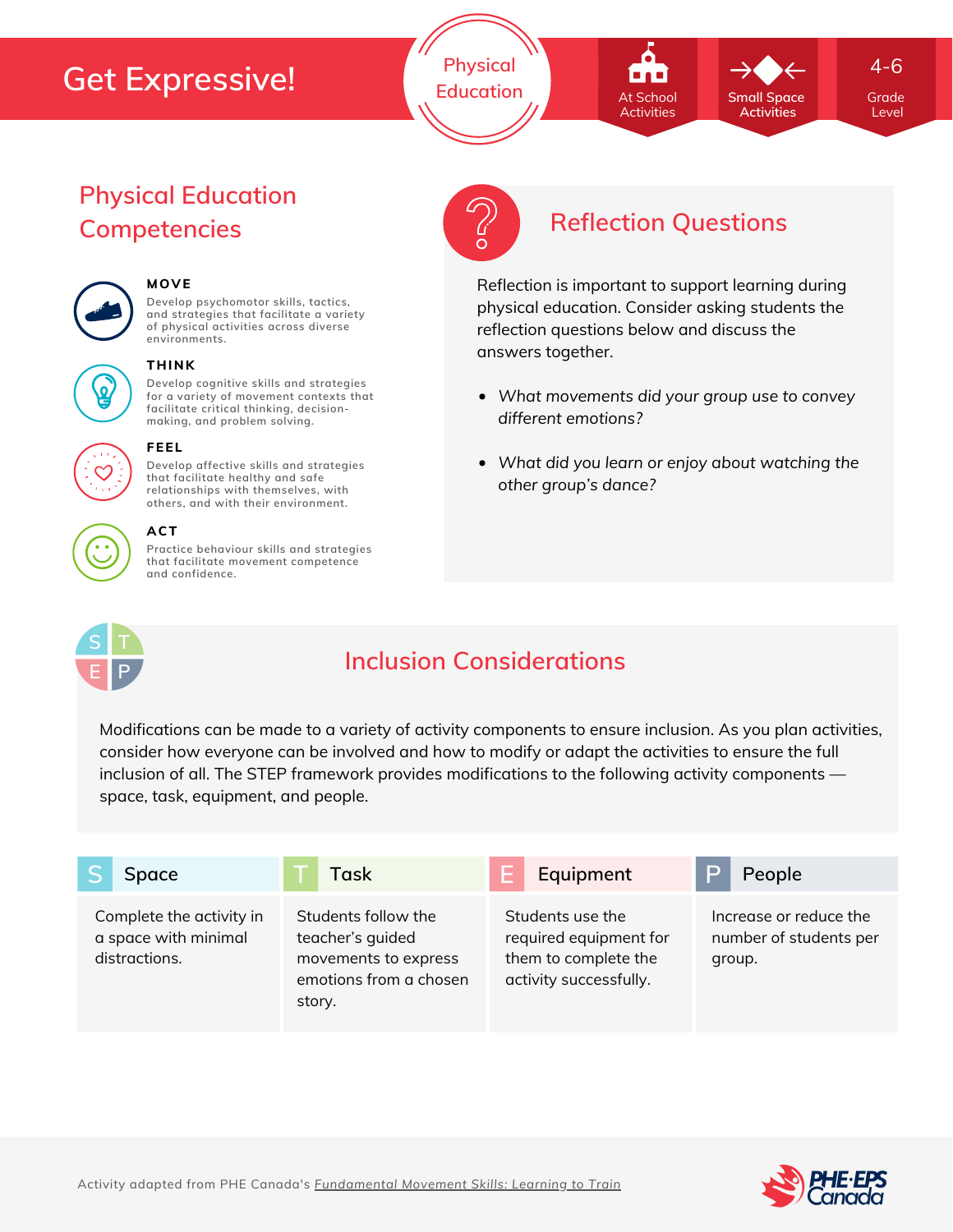# Get Expressive!

Physical Education

At School Activities | Small Space Activities | 4-6 Grade Level

## Physical Education Competencies

**MOVE**
Develop psychomotor skills, tactics, and strategies that facilitate a variety of physical activities across diverse environments.

**THINK**
Develop cognitive skills and strategies for a variety of movement contexts that facilitate critical thinking, decision-making, and problem solving.

**FEEL**
Develop affective skills and strategies that facilitate healthy and safe relationships with themselves, with others, and with their environment.

**ACT**
Practice behaviour skills and strategies that facilitate movement competence and confidence.

## Reflection Questions

Reflection is important to support learning during physical education. Consider asking students the reflection questions below and discuss the answers together.

- *What movements did your group use to convey different emotions?*
- *What did you learn or enjoy about watching the other group's dance?*

## Inclusion Considerations

Modifications can be made to a variety of activity components to ensure inclusion. As you plan activities, consider how everyone can be involved and how to modify or adapt the activities to ensure the full inclusion of all. The STEP framework provides modifications to the following activity components — space, task, equipment, and people.

| S Space | T Task | E Equipment | P People |
| --- | --- | --- | --- |
| Complete the activity in a space with minimal distractions. | Students follow the teacher's guided movements to express emotions from a chosen story. | Students use the required equipment for them to complete the activity successfully. | Increase or reduce the number of students per group. |

Activity adapted from PHE Canada's *Fundamental Movement Skills: Learning to Train*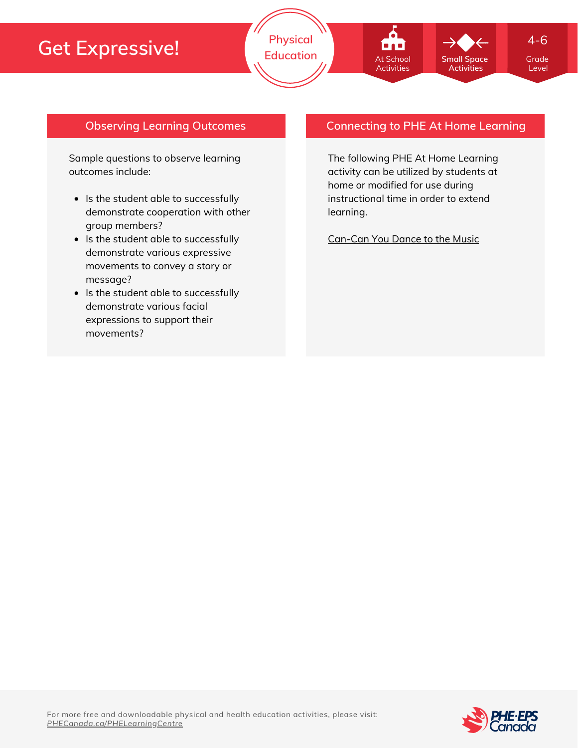# Get Expressive!

Physical Education

At School Activities | Small Space Activities | 4-6 Grade Level

## Observing Learning Outcomes

Sample questions to observe learning outcomes include:

- Is the student able to successfully demonstrate cooperation with other group members?
- Is the student able to successfully demonstrate various expressive movements to convey a story or message?
- Is the student able to successfully demonstrate various facial expressions to support their movements?

## Connecting to PHE At Home Learning

The following PHE At Home Learning activity can be utilized by students at home or modified for use during instructional time in order to extend learning.

Can-Can You Dance to the Music

For more free and downloadable physical and health education activities, please visit: PHECanada.ca/PHELearningCentre

PHE·EPS Canada